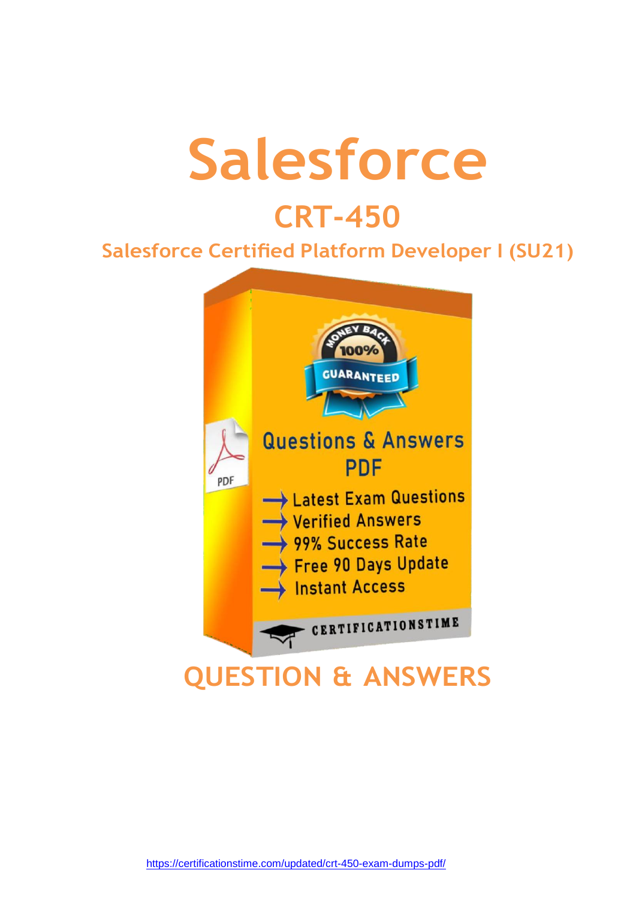# Salesforce

## CRT-450

### Salesforce Certified Platform Developer I (SU21)

Questions & Answers PDF

- Latest Exam Questions
- Verified Answers
- 99% Success Rate
- Free 90 Days Update
- Instant Access

CERTIFICATIONSTIME

## QUESTION & ANSWERS

https://certificationstime.com/updated/crt-450-exam-dumps-pdf/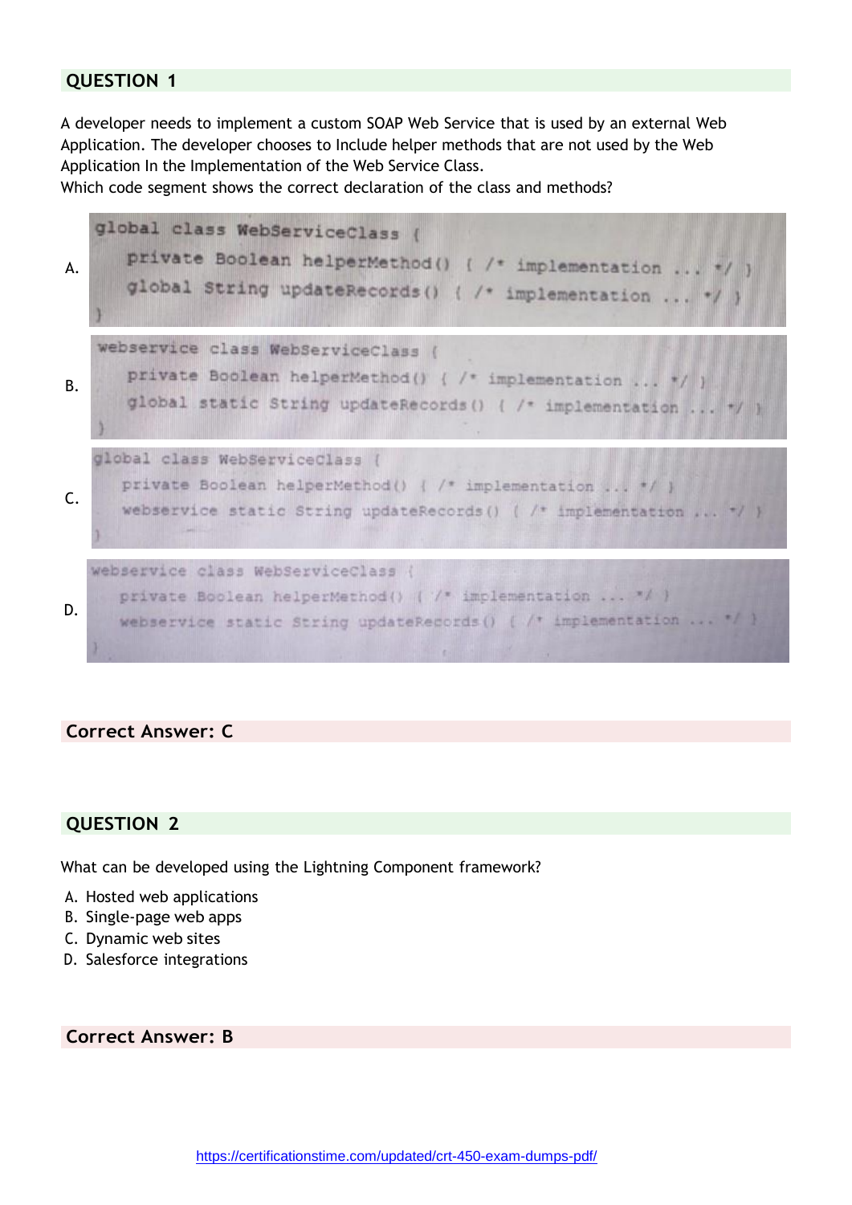## QUESTION 1

A developer needs to implement a custom SOAP Web Service that is used by an external Web Application. The developer chooses to Include helper methods that are not used by the Web Application In the Implementation of the Web Service Class.
Which code segment shows the correct declaration of the class and methods?

A.
```
global class WebServiceClass {
    private Boolean helperMethod() { /* implementation ... */ }
    global String updateRecords() { /* implementation ... */ }
}
```

B.
```
webservice class WebServiceClass {
    private Boolean helperMethod() { /* implementation ... */ }
    global static String updateRecords() { /* implementation ... */ }
}
```

C.
```
global class WebServiceClass {
    private Boolean helperMethod() { /* implementation ... */ }
    webservice static String updateRecords() { /* implementation ... */ }
}
```

D.
```
webservice class WebServiceClass {
    private Boolean helperMethod() { /* implementation ... */ }
    webservice static String updateRecords() { /* implementation ... */ }
}
```

**Correct Answer: C**

## QUESTION 2

What can be developed using the Lightning Component framework?

A. Hosted web applications
B. Single-page web apps
C. Dynamic web sites
D. Salesforce integrations

**Correct Answer: B**

https://certificationstime.com/updated/crt-450-exam-dumps-pdf/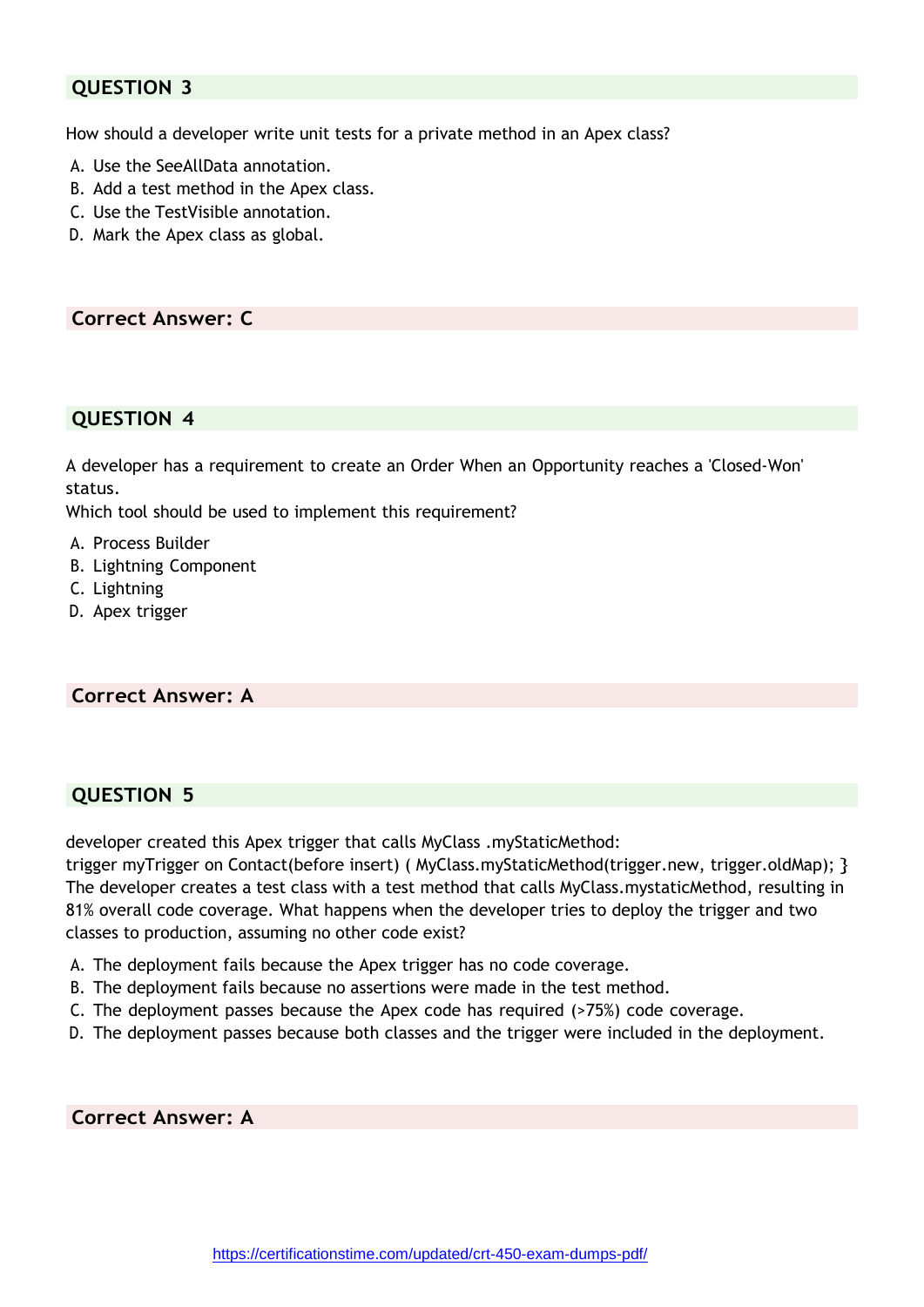## QUESTION 3

How should a developer write unit tests for a private method in an Apex class?

A. Use the SeeAllData annotation.
B. Add a test method in the Apex class.
C. Use the TestVisible annotation.
D. Mark the Apex class as global.

**Correct Answer: C**

## QUESTION 4

A developer has a requirement to create an Order When an Opportunity reaches a 'Closed-Won' status.
Which tool should be used to implement this requirement?

A. Process Builder
B. Lightning Component
C. Lightning
D. Apex trigger

**Correct Answer: A**

## QUESTION 5

developer created this Apex trigger that calls MyClass .myStaticMethod:
trigger myTrigger on Contact(before insert) ( MyClass.myStaticMethod(trigger.new, trigger.oldMap); }
The developer creates a test class with a test method that calls MyClass.mystaticMethod, resulting in 81% overall code coverage. What happens when the developer tries to deploy the trigger and two classes to production, assuming no other code exist?

A. The deployment fails because the Apex trigger has no code coverage.
B. The deployment fails because no assertions were made in the test method.
C. The deployment passes because the Apex code has required (>75%) code coverage.
D. The deployment passes because both classes and the trigger were included in the deployment.

**Correct Answer: A**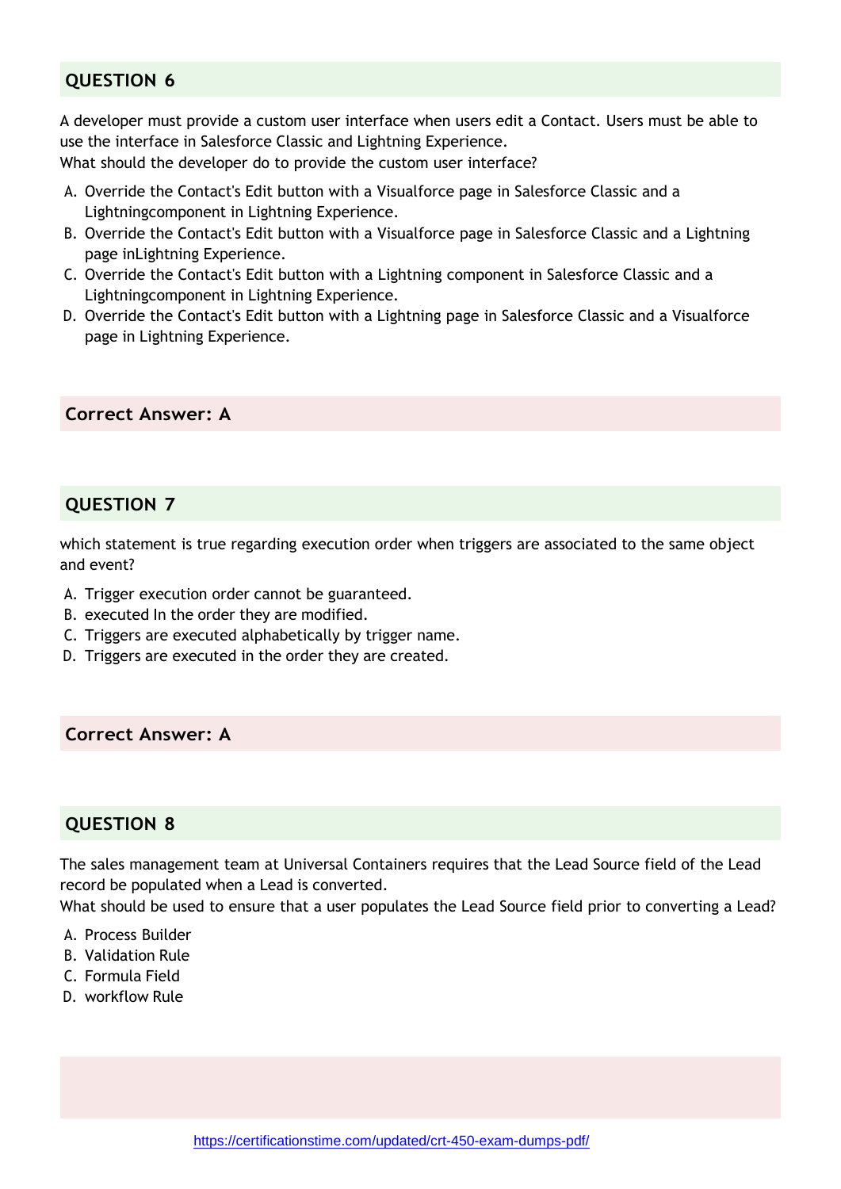## QUESTION 6

A developer must provide a custom user interface when users edit a Contact. Users must be able to use the interface in Salesforce Classic and Lightning Experience.
What should the developer do to provide the custom user interface?

A. Override the Contact's Edit button with a Visualforce page in Salesforce Classic and a Lightningcomponent in Lightning Experience.
B. Override the Contact's Edit button with a Visualforce page in Salesforce Classic and a Lightning page inLightning Experience.
C. Override the Contact's Edit button with a Lightning component in Salesforce Classic and a Lightningcomponent in Lightning Experience.
D. Override the Contact's Edit button with a Lightning page in Salesforce Classic and a Visualforce page in Lightning Experience.

**Correct Answer: A**

## QUESTION 7

which statement is true regarding execution order when triggers are associated to the same object and event?

A. Trigger execution order cannot be guaranteed.
B. executed In the order they are modified.
C. Triggers are executed alphabetically by trigger name.
D. Triggers are executed in the order they are created.

**Correct Answer: A**

## QUESTION 8

The sales management team at Universal Containers requires that the Lead Source field of the Lead record be populated when a Lead is converted.
What should be used to ensure that a user populates the Lead Source field prior to converting a Lead?

A. Process Builder
B. Validation Rule
C. Formula Field
D. workflow Rule

https://certificationstime.com/updated/crt-450-exam-dumps-pdf/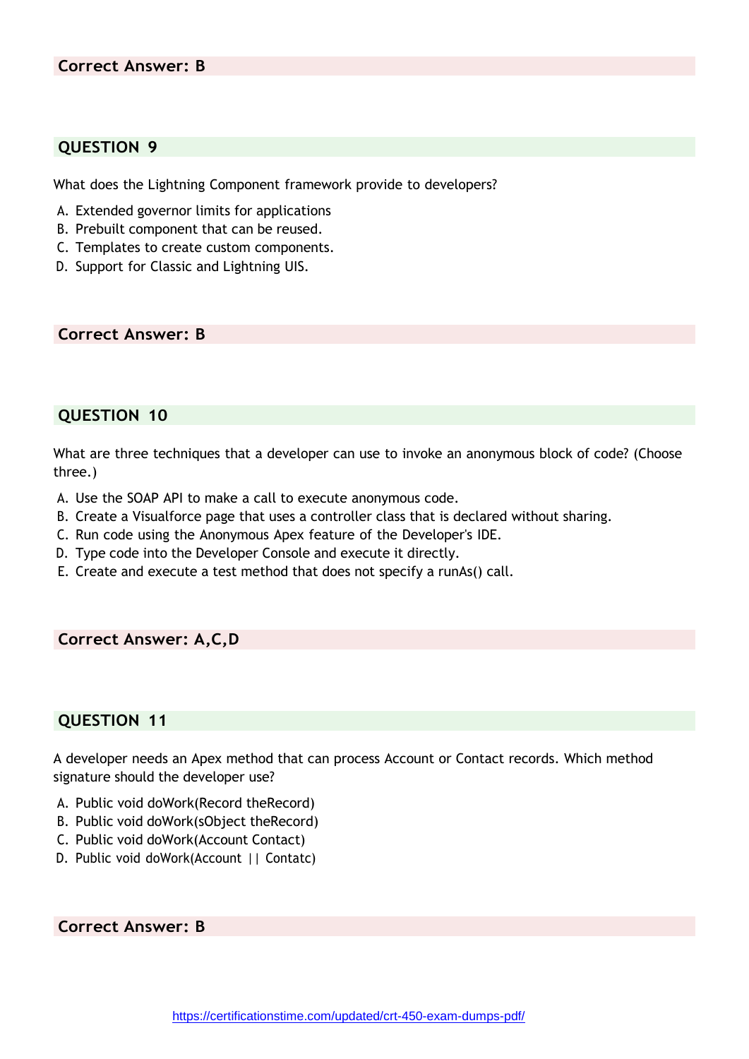**Correct Answer: B**

## QUESTION 9

What does the Lightning Component framework provide to developers?

A. Extended governor limits for applications
B. Prebuilt component that can be reused.
C. Templates to create custom components.
D. Support for Classic and Lightning UIS.

**Correct Answer: B**

## QUESTION 10

What are three techniques that a developer can use to invoke an anonymous block of code? (Choose three.)

A. Use the SOAP API to make a call to execute anonymous code.
B. Create a Visualforce page that uses a controller class that is declared without sharing.
C. Run code using the Anonymous Apex feature of the Developer's IDE.
D. Type code into the Developer Console and execute it directly.
E. Create and execute a test method that does not specify a runAs() call.

**Correct Answer: A,C,D**

## QUESTION 11

A developer needs an Apex method that can process Account or Contact records. Which method signature should the developer use?

A. Public void doWork(Record theRecord)
B. Public void doWork(sObject theRecord)
C. Public void doWork(Account Contact)
D. Public void doWork(Account || Contatc)

**Correct Answer: B**

https://certificationstime.com/updated/crt-450-exam-dumps-pdf/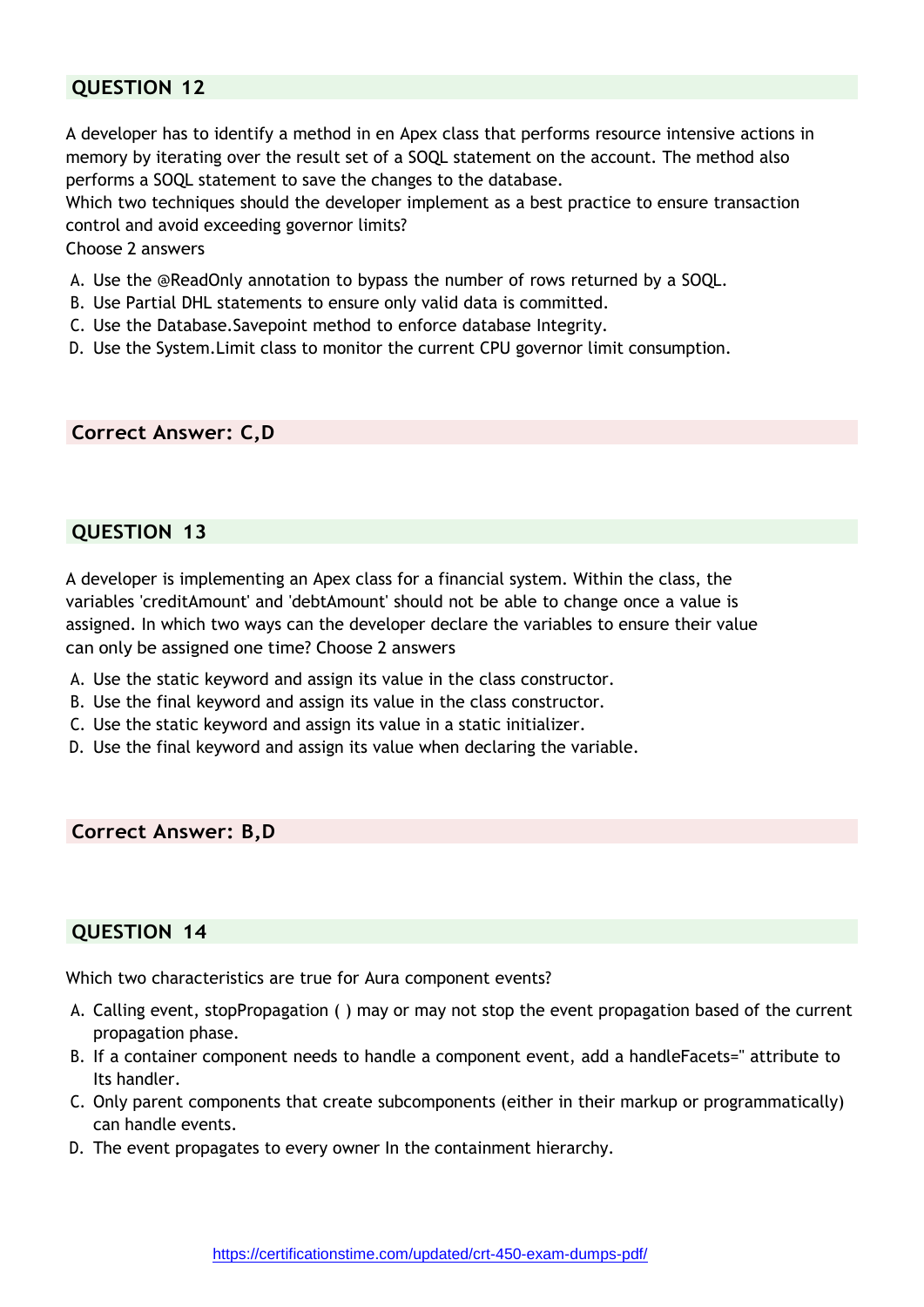## QUESTION 12

A developer has to identify a method in en Apex class that performs resource intensive actions in memory by iterating over the result set of a SOQL statement on the account. The method also performs a SOQL statement to save the changes to the database.
Which two techniques should the developer implement as a best practice to ensure transaction control and avoid exceeding governor limits?
Choose 2 answers

A. Use the @ReadOnly annotation to bypass the number of rows returned by a SOQL.
B. Use Partial DHL statements to ensure only valid data is committed.
C. Use the Database.Savepoint method to enforce database Integrity.
D. Use the System.Limit class to monitor the current CPU governor limit consumption.

**Correct Answer: C,D**

## QUESTION 13

A developer is implementing an Apex class for a financial system. Within the class, the variables 'creditAmount' and 'debtAmount' should not be able to change once a value is assigned. In which two ways can the developer declare the variables to ensure their value can only be assigned one time? Choose 2 answers

A. Use the static keyword and assign its value in the class constructor.
B. Use the final keyword and assign its value in the class constructor.
C. Use the static keyword and assign its value in a static initializer.
D. Use the final keyword and assign its value when declaring the variable.

**Correct Answer: B,D**

## QUESTION 14

Which two characteristics are true for Aura component events?

A. Calling event, stopPropagation ( ) may or may not stop the event propagation based of the current propagation phase.
B. If a container component needs to handle a component event, add a handleFacets=" attribute to Its handler.
C. Only parent components that create subcomponents (either in their markup or programmatically) can handle events.
D. The event propagates to every owner In the containment hierarchy.

https://certificationstime.com/updated/crt-450-exam-dumps-pdf/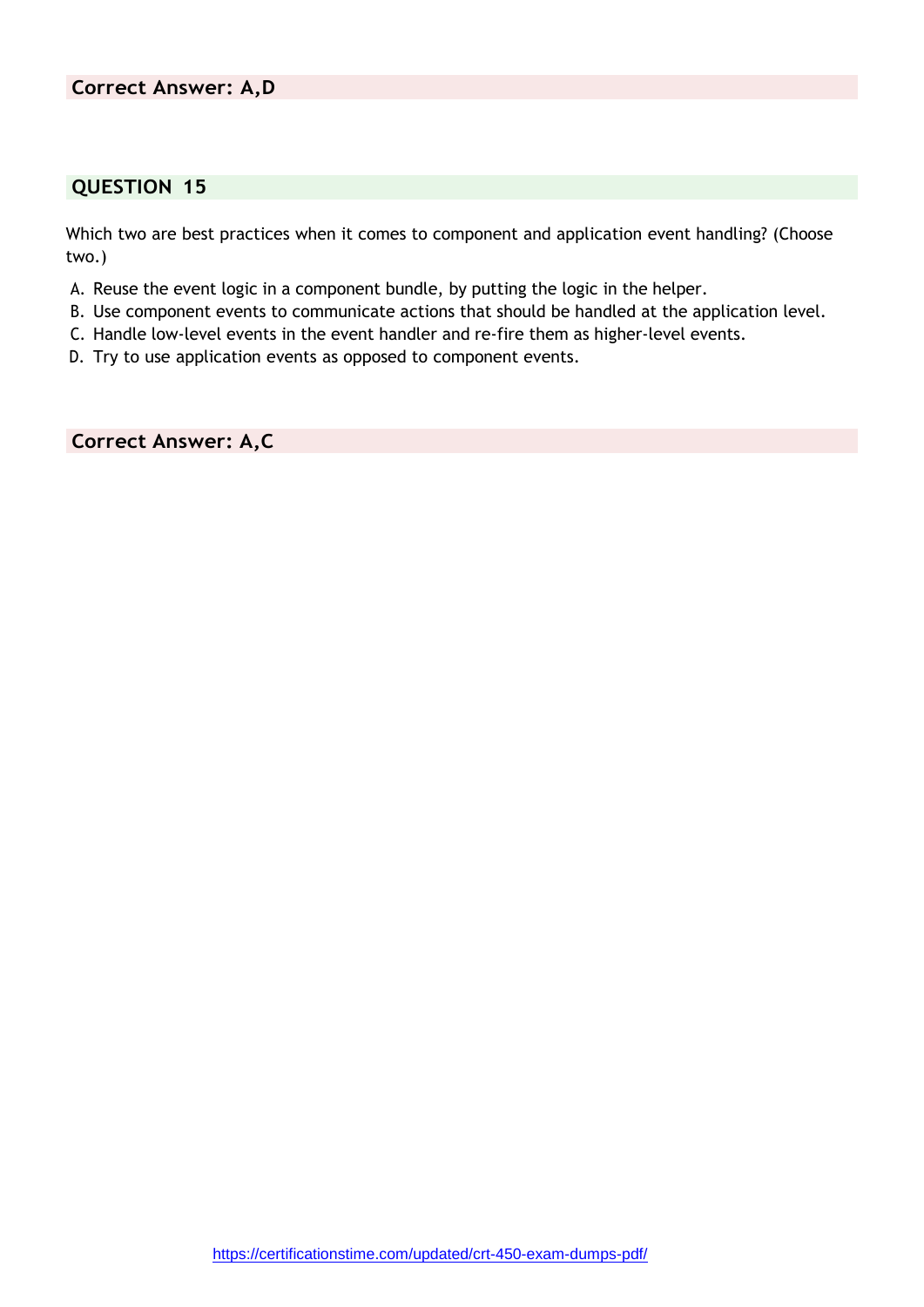**Correct Answer: A,D**

## QUESTION 15

Which two are best practices when it comes to component and application event handling? (Choose two.)

A. Reuse the event logic in a component bundle, by putting the logic in the helper.
B. Use component events to communicate actions that should be handled at the application level.
C. Handle low-level events in the event handler and re-fire them as higher-level events.
D. Try to use application events as opposed to component events.

**Correct Answer: A,C**

https://certificationstime.com/updated/crt-450-exam-dumps-pdf/